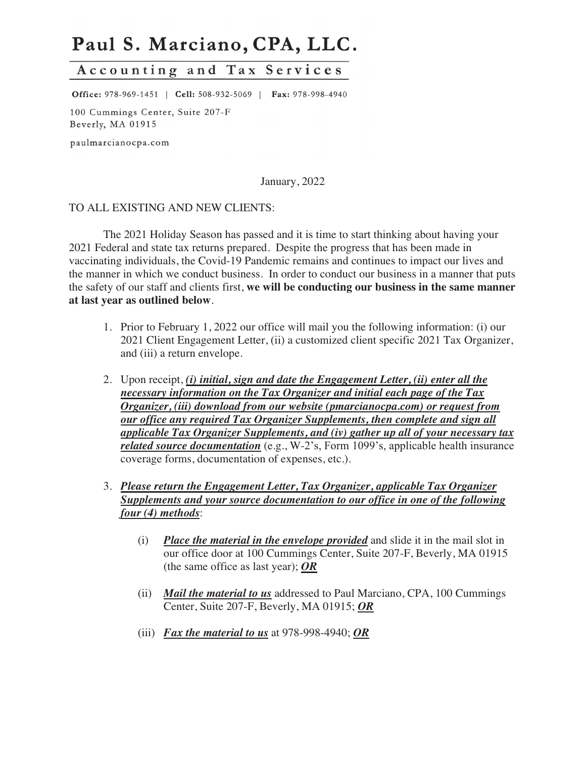# Paul S. Marciano, CPA, LLC.

## Accounting and Tax Services

**Office:** 978-969-1451 | **Cell:** 508-932-5069 | **Fax:** 978-998-4940

100 Cummings Center, Suite 207-F
Beverly, MA 01915

paulmarcianocpa.com

January, 2022

TO ALL EXISTING AND NEW CLIENTS:

The 2021 Holiday Season has passed and it is time to start thinking about having your 2021 Federal and state tax returns prepared. Despite the progress that has been made in vaccinating individuals, the Covid-19 Pandemic remains and continues to impact our lives and the manner in which we conduct business. In order to conduct our business in a manner that puts the safety of our staff and clients first, **we will be conducting our business in the same manner at last year as outlined below**.

1. Prior to February 1, 2022 our office will mail you the following information: (i) our 2021 Client Engagement Letter, (ii) a customized client specific 2021 Tax Organizer, and (iii) a return envelope.

2. Upon receipt, ***(i) initial, sign and date the Engagement Letter, (ii) enter all the necessary information on the Tax Organizer and initial each page of the Tax Organizer, (iii) download from our website (pmarcianocpa.com) or request from our office any required Tax Organizer Supplements, then complete and sign all applicable Tax Organizer Supplements, and (iv) gather up all of your necessary tax related source documentation*** (e.g., W-2's, Form 1099's, applicable health insurance coverage forms, documentation of expenses, etc.).

3. ***Please return the Engagement Letter, Tax Organizer, applicable Tax Organizer Supplements and your source documentation to our office in one of the following four (4) methods***:

   (i) ***Place the material in the envelope provided*** and slide it in the mail slot in our office door at 100 Cummings Center, Suite 207-F, Beverly, MA 01915 (the same office as last year); ***OR***

   (ii) ***Mail the material to us*** addressed to Paul Marciano, CPA, 100 Cummings Center, Suite 207-F, Beverly, MA 01915; ***OR***

   (iii) ***Fax the material to us*** at 978-998-4940; ***OR***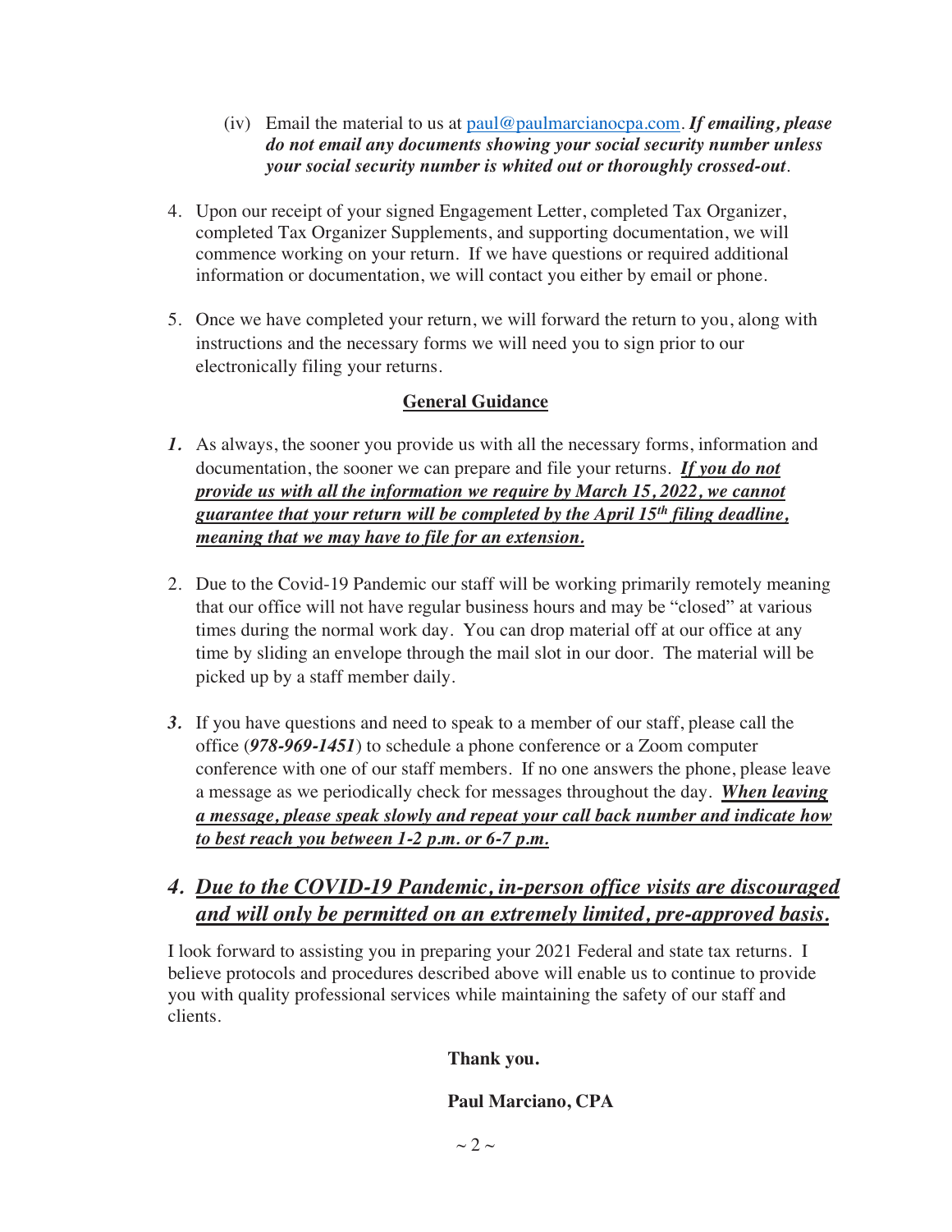(iv) Email the material to us at paul@paulmarcianocpa.com. ***If emailing, please do not email any documents showing your social security number unless your social security number is whited out or thoroughly crossed-out***.

4. Upon our receipt of your signed Engagement Letter, completed Tax Organizer, completed Tax Organizer Supplements, and supporting documentation, we will commence working on your return. If we have questions or required additional information or documentation, we will contact you either by email or phone.

5. Once we have completed your return, we will forward the return to you, along with instructions and the necessary forms we will need you to sign prior to our electronically filing your returns.

**General Guidance**

1. As always, the sooner you provide us with all the necessary forms, information and documentation, the sooner we can prepare and file your returns. ***If you do not provide us with all the information we require by March 15, 2022, we cannot guarantee that your return will be completed by the April 15th filing deadline, meaning that we may have to file for an extension.***

2. Due to the Covid-19 Pandemic our staff will be working primarily remotely meaning that our office will not have regular business hours and may be "closed" at various times during the normal work day. You can drop material off at our office at any time by sliding an envelope through the mail slot in our door. The material will be picked up by a staff member daily.

3. If you have questions and need to speak to a member of our staff, please call the office (***978-969-1451***) to schedule a phone conference or a Zoom computer conference with one of our staff members. If no one answers the phone, please leave a message as we periodically check for messages throughout the day. ***When leaving a message, please speak slowly and repeat your call back number and indicate how to best reach you between 1-2 p.m. or 6-7 p.m.***

4. ***Due to the COVID-19 Pandemic, in-person office visits are discouraged and will only be permitted on an extremely limited, pre-approved basis.***

I look forward to assisting you in preparing your 2021 Federal and state tax returns. I believe protocols and procedures described above will enable us to continue to provide you with quality professional services while maintaining the safety of our staff and clients.

**Thank you.**

**Paul Marciano, CPA**